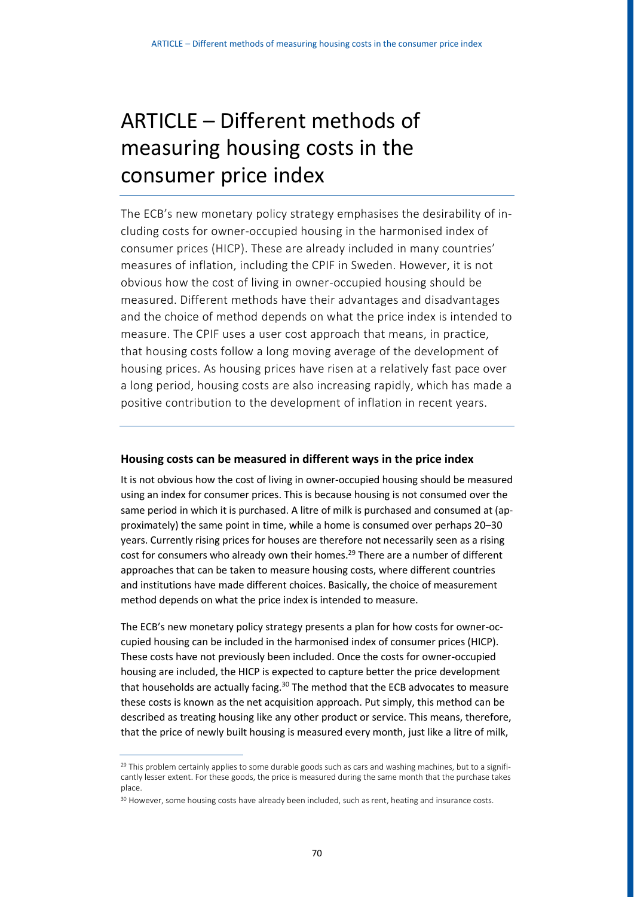# ARTICLE – Different methods of measuring housing costs in the consumer price index

The ECB's new monetary policy strategy emphasises the desirability of including costs for owner-occupied housing in the harmonised index of consumer prices (HICP). These are already included in many countries' measures of inflation, including the CPIF in Sweden. However, it is not obvious how the cost of living in owner-occupied housing should be measured. Different methods have their advantages and disadvantages and the choice of method depends on what the price index is intended to measure. The CPIF uses a user cost approach that means, in practice, that housing costs follow a long moving average of the development of housing prices. As housing prices have risen at a relatively fast pace over a long period, housing costs are also increasing rapidly, which has made a positive contribution to the development of inflation in recent years.

### Housing costs can be measured in different ways in the price index

It is not obvious how the cost of living in owner-occupied housing should be measured using an index for consumer prices. This is because housing is not consumed over the same period in which it is purchased. A litre of milk is purchased and consumed at (approximately) the same point in time, while a home is consumed over perhaps 20–30 years. Currently rising prices for houses are therefore not necessarily seen as a rising cost for consumers who already own their homes.[29] There are a number of different approaches that can be taken to measure housing costs, where different countries and institutions have made different choices. Basically, the choice of measurement method depends on what the price index is intended to measure.

The ECB's new monetary policy strategy presents a plan for how costs for owner-occupied housing can be included in the harmonised index of consumer prices (HICP). These costs have not previously been included. Once the costs for owner-occupied housing are included, the HICP is expected to capture better the price development that households are actually facing.[30] The method that the ECB advocates to measure these costs is known as the net acquisition approach. Put simply, this method can be described as treating housing like any other product or service. This means, therefore, that the price of newly built housing is measured every month, just like a litre of milk,

[29] This problem certainly applies to some durable goods such as cars and washing machines, but to a significantly lesser extent. For these goods, the price is measured during the same month that the purchase takes place.

[30] However, some housing costs have already been included, such as rent, heating and insurance costs.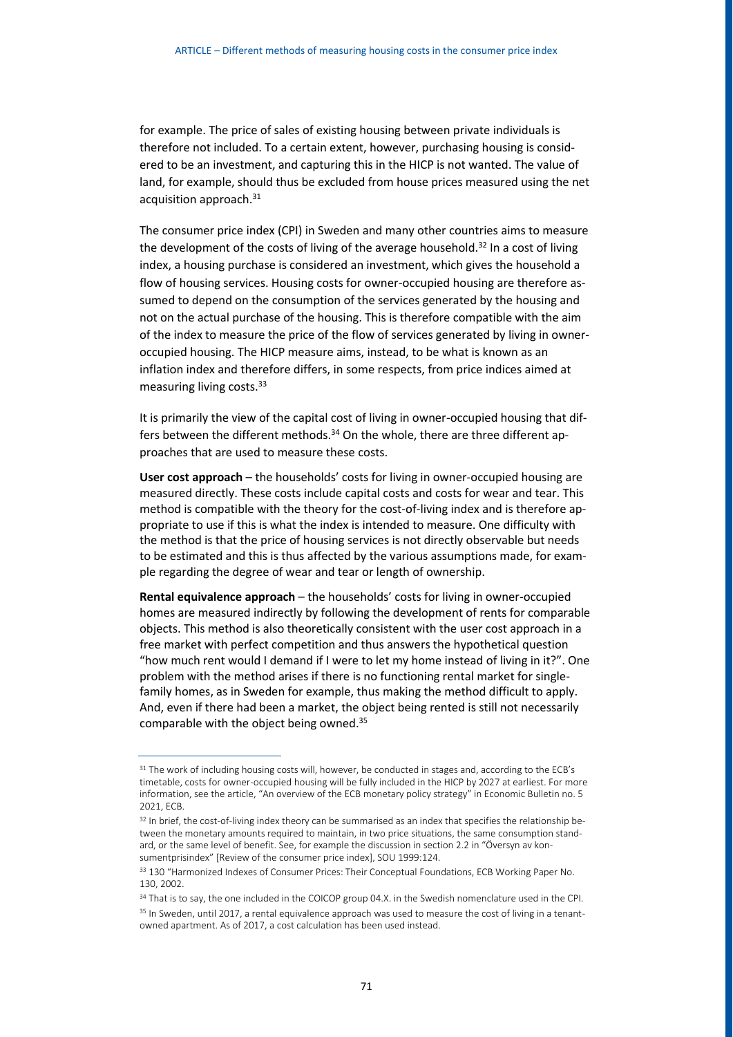for example. The price of sales of existing housing between private individuals is therefore not included. To a certain extent, however, purchasing housing is considered to be an investment, and capturing this in the HICP is not wanted. The value of land, for example, should thus be excluded from house prices measured using the net acquisition approach.[31]

The consumer price index (CPI) in Sweden and many other countries aims to measure the development of the costs of living of the average household.[32] In a cost of living index, a housing purchase is considered an investment, which gives the household a flow of housing services. Housing costs for owner-occupied housing are therefore assumed to depend on the consumption of the services generated by the housing and not on the actual purchase of the housing. This is therefore compatible with the aim of the index to measure the price of the flow of services generated by living in owner-occupied housing. The HICP measure aims, instead, to be what is known as an inflation index and therefore differs, in some respects, from price indices aimed at measuring living costs.[33]

It is primarily the view of the capital cost of living in owner-occupied housing that differs between the different methods.[34] On the whole, there are three different approaches that are used to measure these costs.

**User cost approach** – the households' costs for living in owner-occupied housing are measured directly. These costs include capital costs and costs for wear and tear. This method is compatible with the theory for the cost-of-living index and is therefore appropriate to use if this is what the index is intended to measure. One difficulty with the method is that the price of housing services is not directly observable but needs to be estimated and this is thus affected by the various assumptions made, for example regarding the degree of wear and tear or length of ownership.

**Rental equivalence approach** – the households' costs for living in owner-occupied homes are measured indirectly by following the development of rents for comparable objects. This method is also theoretically consistent with the user cost approach in a free market with perfect competition and thus answers the hypothetical question "how much rent would I demand if I were to let my home instead of living in it?". One problem with the method arises if there is no functioning rental market for single-family homes, as in Sweden for example, thus making the method difficult to apply. And, even if there had been a market, the object being rented is still not necessarily comparable with the object being owned.[35]

---

[31] The work of including housing costs will, however, be conducted in stages and, according to the ECB's timetable, costs for owner-occupied housing will be fully included in the HICP by 2027 at earliest. For more information, see the article, "An overview of the ECB monetary policy strategy" in Economic Bulletin no. 5 2021, ECB.

[32] In brief, the cost-of-living index theory can be summarised as an index that specifies the relationship between the monetary amounts required to maintain, in two price situations, the same consumption standard, or the same level of benefit. See, for example the discussion in section 2.2 in "Översyn av konsumentprisindex" [Review of the consumer price index], SOU 1999:124.

[33] 130 "Harmonized Indexes of Consumer Prices: Their Conceptual Foundations, ECB Working Paper No. 130, 2002.

[34] That is to say, the one included in the COICOP group 04.X. in the Swedish nomenclature used in the CPI.

[35] In Sweden, until 2017, a rental equivalence approach was used to measure the cost of living in a tenant-owned apartment. As of 2017, a cost calculation has been used instead.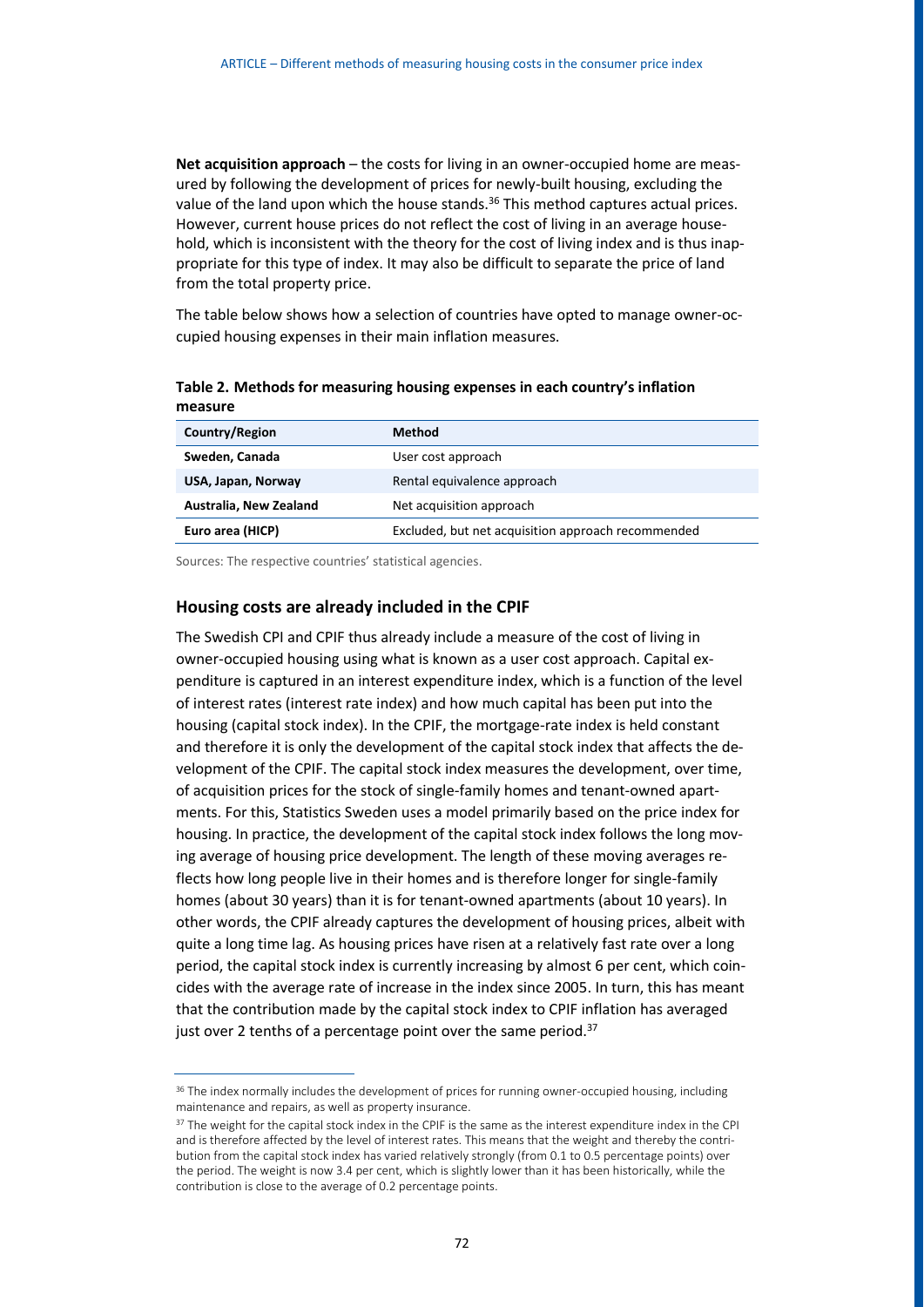**Net acquisition approach** – the costs for living in an owner-occupied home are measured by following the development of prices for newly-built housing, excluding the value of the land upon which the house stands.[36] This method captures actual prices. However, current house prices do not reflect the cost of living in an average household, which is inconsistent with the theory for the cost of living index and is thus inappropriate for this type of index. It may also be difficult to separate the price of land from the total property price.

The table below shows how a selection of countries have opted to manage owner-occupied housing expenses in their main inflation measures.

**Table 2. Methods for measuring housing expenses in each country's inflation measure**

| Country/Region | Method |
|---|---|
| **Sweden, Canada** | User cost approach |
| **USA, Japan, Norway** | Rental equivalence approach |
| **Australia, New Zealand** | Net acquisition approach |
| **Euro area (HICP)** | Excluded, but net acquisition approach recommended |

Sources: The respective countries' statistical agencies.

## Housing costs are already included in the CPIF

The Swedish CPI and CPIF thus already include a measure of the cost of living in owner-occupied housing using what is known as a user cost approach. Capital expenditure is captured in an interest expenditure index, which is a function of the level of interest rates (interest rate index) and how much capital has been put into the housing (capital stock index). In the CPIF, the mortgage-rate index is held constant and therefore it is only the development of the capital stock index that affects the development of the CPIF. The capital stock index measures the development, over time, of acquisition prices for the stock of single-family homes and tenant-owned apartments. For this, Statistics Sweden uses a model primarily based on the price index for housing. In practice, the development of the capital stock index follows the long moving average of housing price development. The length of these moving averages reflects how long people live in their homes and is therefore longer for single-family homes (about 30 years) than it is for tenant-owned apartments (about 10 years). In other words, the CPIF already captures the development of housing prices, albeit with quite a long time lag. As housing prices have risen at a relatively fast rate over a long period, the capital stock index is currently increasing by almost 6 per cent, which coincides with the average rate of increase in the index since 2005. In turn, this has meant that the contribution made by the capital stock index to CPIF inflation has averaged just over 2 tenths of a percentage point over the same period.[37]

[36] The index normally includes the development of prices for running owner-occupied housing, including maintenance and repairs, as well as property insurance.

[37] The weight for the capital stock index in the CPIF is the same as the interest expenditure index in the CPI and is therefore affected by the level of interest rates. This means that the weight and thereby the contribution from the capital stock index has varied relatively strongly (from 0.1 to 0.5 percentage points) over the period. The weight is now 3.4 per cent, which is slightly lower than it has been historically, while the contribution is close to the average of 0.2 percentage points.